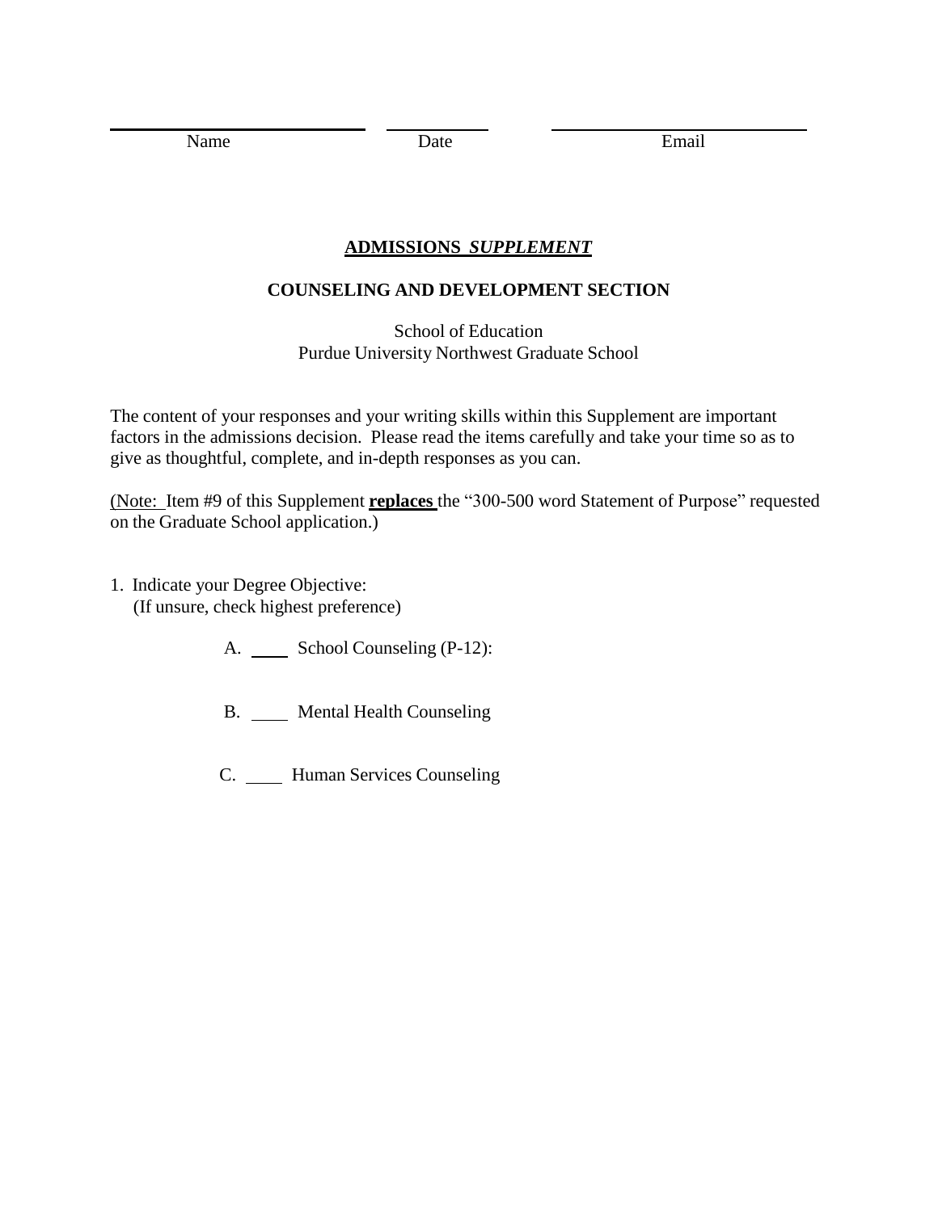\_\_\_\_\_\_\_\_\_\_\_\_\_\_\_\_\_\_\_\_\_\_\_\_ \_\_\_\_\_\_\_\_\_\_ \_\_\_\_\_\_\_\_\_\_\_\_\_\_\_\_\_\_\_\_\_\_\_\_

Name Date Email

## **ADMISSIONS *SUPPLEMENT***

### **COUNSELING AND DEVELOPMENT SECTION**

School of Education
Purdue University Northwest Graduate School

The content of your responses and your writing skills within this Supplement are important factors in the admissions decision. Please read the items carefully and take your time so as to give as thoughtful, complete, and in-depth responses as you can.

(Note: Item #9 of this Supplement **replaces** the "300-500 word Statement of Purpose" requested on the Graduate School application.)

1. Indicate your Degree Objective:
   (If unsure, check highest preference)

   A. \_\_\_\_ School Counseling (P-12):

   B. \_\_\_\_ Mental Health Counseling

   C. \_\_\_\_ Human Services Counseling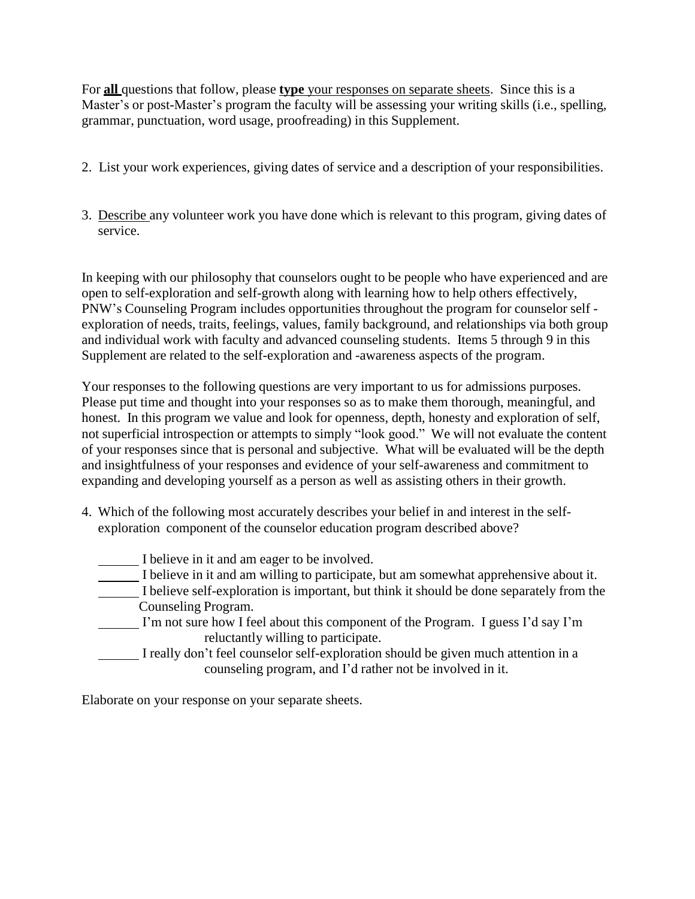For **all** questions that follow, please **type** your responses on separate sheets. Since this is a Master's or post-Master's program the faculty will be assessing your writing skills (i.e., spelling, grammar, punctuation, word usage, proofreading) in this Supplement.

2. List your work experiences, giving dates of service and a description of your responsibilities.

3. Describe any volunteer work you have done which is relevant to this program, giving dates of service.

In keeping with our philosophy that counselors ought to be people who have experienced and are open to self-exploration and self-growth along with learning how to help others effectively, PNW's Counseling Program includes opportunities throughout the program for counselor self - exploration of needs, traits, feelings, values, family background, and relationships via both group and individual work with faculty and advanced counseling students. Items 5 through 9 in this Supplement are related to the self-exploration and -awareness aspects of the program.

Your responses to the following questions are very important to us for admissions purposes. Please put time and thought into your responses so as to make them thorough, meaningful, and honest. In this program we value and look for openness, depth, honesty and exploration of self, not superficial introspection or attempts to simply "look good." We will not evaluate the content of your responses since that is personal and subjective. What will be evaluated will be the depth and insightfulness of your responses and evidence of your self-awareness and commitment to expanding and developing yourself as a person as well as assisting others in their growth.

4. Which of the following most accurately describes your belief in and interest in the self-exploration component of the counselor education program described above?

   ______ I believe in it and am eager to be involved.
   ______ I believe in it and am willing to participate, but am somewhat apprehensive about it.
   ______ I believe self-exploration is important, but think it should be done separately from the Counseling Program.
   ______ I'm not sure how I feel about this component of the Program. I guess I'd say I'm reluctantly willing to participate.
   ______ I really don't feel counselor self-exploration should be given much attention in a counseling program, and I'd rather not be involved in it.

Elaborate on your response on your separate sheets.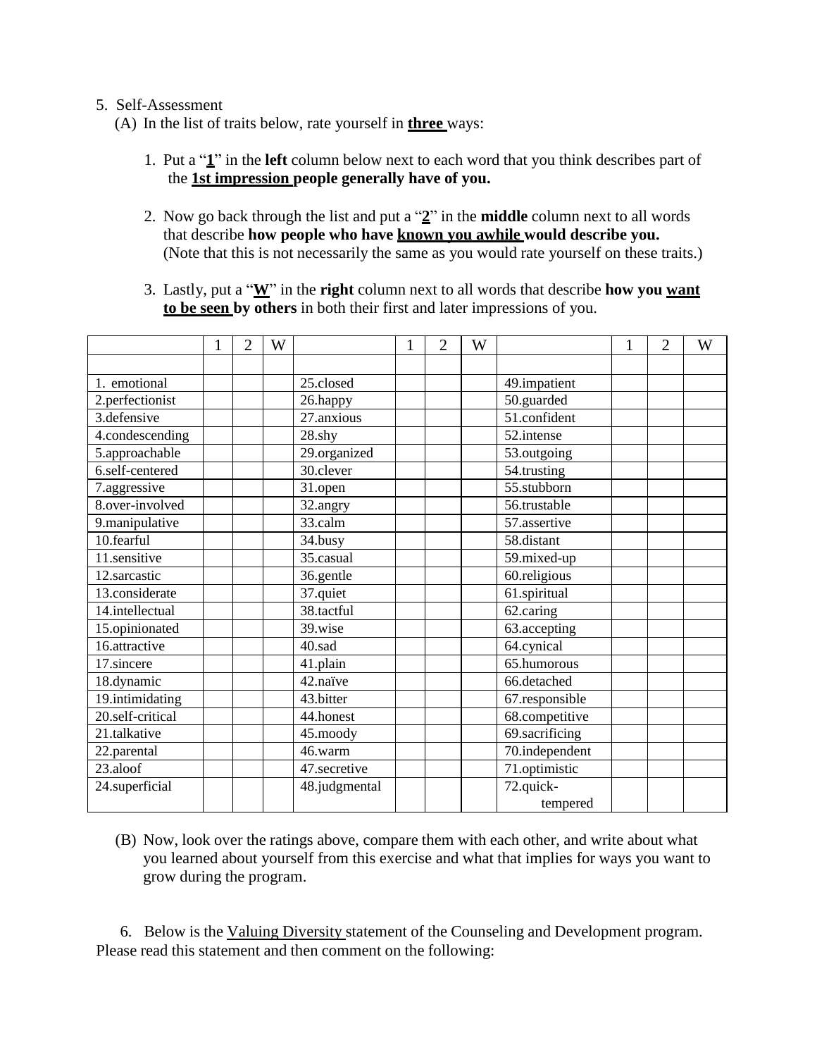5. Self-Assessment

(A) In the list of traits below, rate yourself in **three** ways:

1. Put a "**1**" in the **left** column below next to each word that you think describes part of the **1st impression people generally have of you.**

2. Now go back through the list and put a "**2**" in the **middle** column next to all words that describe **how people who have known you awhile would describe you.** (Note that this is not necessarily the same as you would rate yourself on these traits.)

3. Lastly, put a "**W**" in the **right** column next to all words that describe **how you want to be seen by others** in both their first and later impressions of you.

| | 1 | 2 | W | | 1 | 2 | W | | 1 | 2 | W |
|---|---|---|---|---|---|---|---|---|---|---|---|
| | | | | | | | | | | | |
| 1. emotional | | | | 25.closed | | | | 49.impatient | | | |
| 2.perfectionist | | | | 26.happy | | | | 50.guarded | | | |
| 3.defensive | | | | 27.anxious | | | | 51.confident | | | |
| 4.condescending | | | | 28.shy | | | | 52.intense | | | |
| 5.approachable | | | | 29.organized | | | | 53.outgoing | | | |
| 6.self-centered | | | | 30.clever | | | | 54.trusting | | | |
| 7.aggressive | | | | 31.open | | | | 55.stubborn | | | |
| 8.over-involved | | | | 32.angry | | | | 56.trustable | | | |
| 9.manipulative | | | | 33.calm | | | | 57.assertive | | | |
| 10.fearful | | | | 34.busy | | | | 58.distant | | | |
| 11.sensitive | | | | 35.casual | | | | 59.mixed-up | | | |
| 12.sarcastic | | | | 36.gentle | | | | 60.religious | | | |
| 13.considerate | | | | 37.quiet | | | | 61.spiritual | | | |
| 14.intellectual | | | | 38.tactful | | | | 62.caring | | | |
| 15.opinionated | | | | 39.wise | | | | 63.accepting | | | |
| 16.attractive | | | | 40.sad | | | | 64.cynical | | | |
| 17.sincere | | | | 41.plain | | | | 65.humorous | | | |
| 18.dynamic | | | | 42.naïve | | | | 66.detached | | | |
| 19.intimidating | | | | 43.bitter | | | | 67.responsible | | | |
| 20.self-critical | | | | 44.honest | | | | 68.competitive | | | |
| 21.talkative | | | | 45.moody | | | | 69.sacrificing | | | |
| 22.parental | | | | 46.warm | | | | 70.independent | | | |
| 23.aloof | | | | 47.secretive | | | | 71.optimistic | | | |
| 24.superficial | | | | 48.judgmental | | | | 72.quick-tempered | | | |

(B) Now, look over the ratings above, compare them with each other, and write about what you learned about yourself from this exercise and what that implies for ways you want to grow during the program.

6. Below is the Valuing Diversity statement of the Counseling and Development program. Please read this statement and then comment on the following: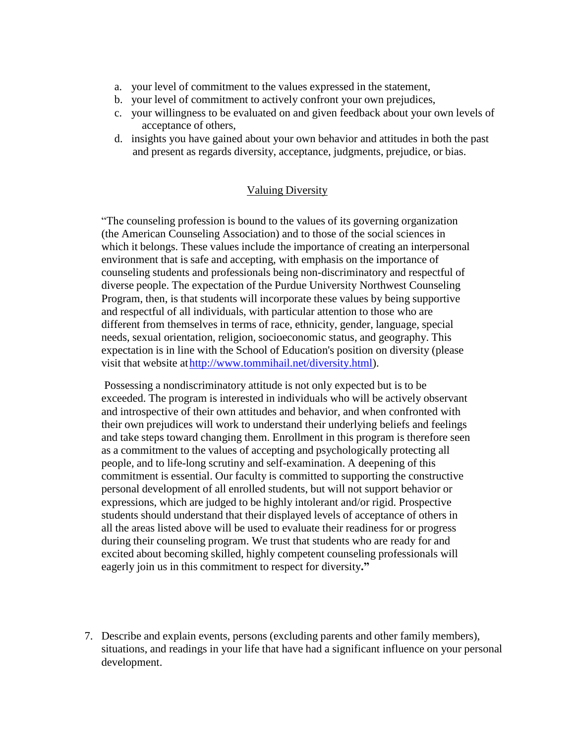a. your level of commitment to the values expressed in the statement,
b. your level of commitment to actively confront your own prejudices,
c. your willingness to be evaluated on and given feedback about your own levels of acceptance of others,
d. insights you have gained about your own behavior and attitudes in both the past and present as regards diversity, acceptance, judgments, prejudice, or bias.

<u>Valuing Diversity</u>

"The counseling profession is bound to the values of its governing organization (the American Counseling Association) and to those of the social sciences in which it belongs. These values include the importance of creating an interpersonal environment that is safe and accepting, with emphasis on the importance of counseling students and professionals being non-discriminatory and respectful of diverse people. The expectation of the Purdue University Northwest Counseling Program, then, is that students will incorporate these values by being supportive and respectful of all individuals, with particular attention to those who are different from themselves in terms of race, ethnicity, gender, language, special needs, sexual orientation, religion, socioeconomic status, and geography. This expectation is in line with the School of Education's position on diversity (please visit that website at [http://www.tommihail.net/diversity.html](http://www.tommihail.net/diversity.html)).

Possessing a nondiscriminatory attitude is not only expected but is to be exceeded. The program is interested in individuals who will be actively observant and introspective of their own attitudes and behavior, and when confronted with their own prejudices will work to understand their underlying beliefs and feelings and take steps toward changing them. Enrollment in this program is therefore seen as a commitment to the values of accepting and psychologically protecting all people, and to life-long scrutiny and self-examination. A deepening of this commitment is essential. Our faculty is committed to supporting the constructive personal development of all enrolled students, but will not support behavior or expressions, which are judged to be highly intolerant and/or rigid. Prospective students should understand that their displayed levels of acceptance of others in all the areas listed above will be used to evaluate their readiness for or progress during their counseling program. We trust that students who are ready for and excited about becoming skilled, highly competent counseling professionals will eagerly join us in this commitment to respect for diversity**."**

7. Describe and explain events, persons (excluding parents and other family members), situations, and readings in your life that have had a significant influence on your personal development.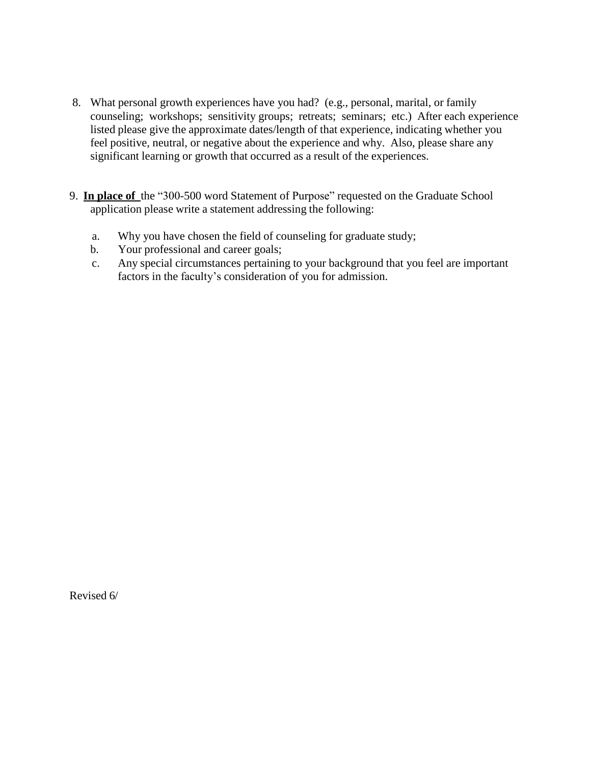8. What personal growth experiences have you had? (e.g., personal, marital, or family counseling; workshops; sensitivity groups; retreats; seminars; etc.) After each experience listed please give the approximate dates/length of that experience, indicating whether you feel positive, neutral, or negative about the experience and why. Also, please share any significant learning or growth that occurred as a result of the experiences.

9. <u>**In place of**</u> the "300-500 word Statement of Purpose" requested on the Graduate School application please write a statement addressing the following:

   a. Why you have chosen the field of counseling for graduate study;
   b. Your professional and career goals;
   c. Any special circumstances pertaining to your background that you feel are important factors in the faculty's consideration of you for admission.

Revised 6/